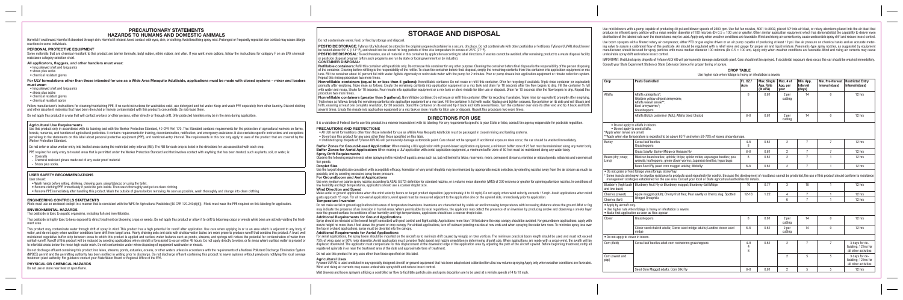# PRECAUTIONARY STATEMENTS

## HAZARDS TO HUMANS AND DOMESTIC ANIMALS

Harmful if swallowed. Harmful if absorbed through skin. Harmful if inhaled. Avoid contact with eyes, skin, or clothing. Avoid breathing spray mist. Prolonged or frequently repeated skin contact may cause allergic reactions in some individuals.

### PERSONAL PROTECTIVE EQUIPMENT

Some materials that are chemical-resistant to this product are barrier laminate, butyl rubber, nitrile rubber, and viton. If you want more options, follow the instructions for category F on an EPA chemical-resistance category selection chart.

**All applicators, flaggers, and other handlers must wear:**

- long sleeved shirt and long pants
- shoes plus socks
- chemical resistant gloves

**For ULV formulations other than those intended for use as a Wide Area Mosquito Adulticide, applications must be made with closed systems – mixer and loaders must wear:**

- long sleeved shirt and long pants
- shoes plus socks
- chemical resistant gloves
- chemical resistant apron

Follow manufacturer's instructions for cleaning/maintaining PPE. If no such instructions for washables exist, use detergent and hot water. Keep and wash PPE separately from other laundry. Discard clothing and other absorbent materials that have been drenched or heavily contaminated with this product's concentrate. Do not reuse them.

Do not apply this product in a way that will contact workers or other persons, either directly or through drift. Only protected handlers may be in the area during application.

### Agricultural Use Requirements

Use this product only in accordance with its labeling and with the Worker Protection Standard, 40 CFR Part 170. This Standard contains requirements for the protection of agricultural workers on farms, forests, nurseries, and handlers of agricultural pesticides. It contains requirements for training, decontamination, notification, and emergency assistance. It also contains specific instructions and exceptions pertaining to the statements on this label about personal protective equipment (PPE), and restricted-entry interval. The requirements in this box only apply to uses of the product that are covered by the Worker Protection Standard.

Do not enter or allow worker entry into treated areas during the restricted entry interval (REI). The REI for each crop is listed in the directions for use associated with each crop.

PPE required for early entry to treated areas that is permitted under the Worker Protection Standard and that involves contact with anything that has been treated, such as plants, soil, or water, is:

- Coveralls
- Chemical resistant gloves made out of any water proof material
- Shoes plus socks.

### USER SAFETY RECOMMENDATIONS

User should:

- Wash hands before eating, drinking, chewing gum, using tobacco or using the toilet.
- Remove clothing/PPE immediately if pesticide gets inside. Then wash thoroughly and put on clean clothing.
- Remove PPE immediately after handling this product. Wash the outside of gloves before removing. As soon as possible, wash thoroughly and change into clean clothing.

### ENGINEERING CONTROLS STATEMENTS

Pilots must use an enclosed cockpit in a manner that is consistent with the WPS for Agricultural Pesticides [40 CFR 170.240(d)(6)]. Pilots must wear the PPE required on this labeling for applicators.

### ENVIRONMENTAL HAZARDS

This pesticide is toxic to aquatic organisms, including fish and invertebrates.

This pesticide is highly toxic to bees exposed to direct treatment on blooming crops or weeds. Do not apply this product or allow it to drift to blooming crops or weeds while bees are actively visiting the treatment area.

This product may contaminate water through drift of spray in wind. This product has a high potential for runoff after application. Use care when applying in or to an area which is adjacent to any body of water, and do not apply when weather conditions favor drift from target area. Poorly draining soils and soils with shallow water tables are more prone to produce runoff that contains this product. A level, well maintained vegetative buffer strip between areas to which this product is applied and surface water features such as ponds, streams, and springs will reduce the potential for contamination of water from rainfall-runoff. Runoff of this product will be reduced by avoiding applications when rainfall is forecasted to occur within 48 hours. Do not apply directly to water, or to areas where surface water is present or to intertidal areas below the mean high water mark. Do not contaminate water when disposing of equipment washwater or rinsate.

Do not discharge effluent containing this product into lakes, streams, ponds, estuaries, oceans, or other waters unless in accordance with the requirements of a National Pollutant Discharge Elimination System (NPDES) permit and the permitting authority has been notified in writing prior to discharge. Do not discharge effluent containing this product to sewer systems without previously notifying the local sewage treatment plant authority. For guidance contact your State Water Board or Regional Office of the EPA.

### PHYSICAL OR CHEMICAL HAZARDS

Do not use or store near heat or open flame.

# STORAGE AND DISPOSAL

Do not contaminate water, food, or feed by storage and disposal.

**PESTICIDE STORAGE:** Fyfanon ULV AG should be stored in the original unopened container in a secure, dry place. Do not contaminate with other pesticides or fertilizers. Fyfanon ULV AG should never be heated above 55° C (131° F), and should not be stored for long periods of time at a temperature in excess of 25°C (77°F).

**PESTICIDE DISPOSAL:** To avoid wastes, use all material in this container by application according to label directions. If wastes cannot be avoided, offer remaining product to a waste disposal facility or pesticide disposal program (often such programs are run by state or local government or by industry).

**CONTAINER DISPOSAL:**

**Refillable containers:** Refill this container with pesticide only. Do not reuse this container for any other purpose. Cleaning the container before final disposal is the responsibility of the person disposing of the container. Cleaning before refilling is the responsibility of the refiller. To clean the container before final disposal, empty the remaining contents from this container into application equipment or mix tank. Fill the container about 10 percent full with water. Agitate vigorously or recirculate water with the pump for 2 minutes. Pour or pump rinsate into application equipment or rinsate collection system. Repeat this rinsing procedure two more times.

**Nonrefillable containers (equal to or less than 5 gallons):** Nonrefillable container. Do not reuse or refill this container. Offer for recycling if available. Triple rinse container (or equivalent) promptly after emptying. Triple rinse as follows: Empty the remaining contents into application equipment or a mix tank and drain for 10 seconds after the flow begins to drip. Fill the container ¼ full with water and recap. Shake for 10 seconds. Pour rinsate into application equipment or a mix tank or store rinsate for later use or disposal. Drain for 10 seconds after the flow begins to drip. Repeat this procedure two more times.

**Nonrefillable containers (greater than 5 gallons):** Nonrefillable container. Do not reuse or refill this container. Offer for recycling if available. Triple rinse (or equivalent) promptly after emptying. Triple rinse as follows: Empty the remaining contents into application equipment or a mix tank. Fill the container ¼ full with water. Replace and tighten closures. Tip container on its side and roll it back and forth, ensuring at least one complete revolution, for 30 seconds. Stand the container on its end and tip it back and forth several times. Turn the container over onto its other end and tip it back and forth several times. Empty the rinsate into application equipment or a mix tank or store rinsate for later use or disposal. Repeat this procedure two more times.

# DIRECTIONS FOR USE

It is a violation of Federal law to use this product in a manner inconsistent with its labeling. For any requirements specific to your State or tribe, consult the agency responsible for pesticide regulation.

### PRECAUTIONS AND RESTRICTIONS

- All ULV aerial formulations other than those intended for use as a Wide Area Mosquito Adulticide must be packaged in closed mixing and loading systems.
- Do not use this product for any use other than those specified on this label.
- Undiluted spray droplets of Fyfanon ULV AG will permanently damage automobile paint. Cars should not be sprayed. If accidental exposure does occur, the car should be washed immediately.

**Buffer Zones for Ground-based Application:** When making a ULV application with ground-based application equipment, a minimum buffer zone of 25 feet must be maintained along any water body.

**Buffer Zones for Aerial Application:** When making a ULV application with aerial application equipment, a minimum buffer zone of 50 feet must be maintained along any water body.

**Spray Drift Requirements**

Observe the following requirements when spraying in the vicinity of aquatic areas such as, but not limited to lakes; reservoirs; rivers; permanent streams; marshes or natural ponds; estuaries and commercial fish ponds.

**Droplet Size**

Use the largest droplet size consistent with acceptable efficacy. Formation of very small droplets may be minimized by appropriate nozzle selection, by orienting nozzles away from the air stream as much as possible, and by avoiding excessive spray boom pressure.

**For Groundboom and Aerial Applications**

Use only medium or coarse spray nozzles according to ASAE (S572) definition for standard nozzles, or a volume mean diameter (VMD) of 300 microns or greater for spinning atomizer nozzles. In conditions of low humidity and high temperatures, applicators should use a coarser droplet size.

**Wind Direction and Speed**

Make aerial or ground applications when the wind velocity favors on target product deposition (approximately 3 to 10 mph). Do not apply when wind velocity exceeds 15 mph. Avoid applications when wind gusts approach 15 mph. For all non-aerial applications, wind speed must be measured adjacent to the application site on the upwind side, immediately prior to application.

**Temperature Inversion**

Do not make aerial or ground applications into areas of temperature inversions. Inversions are characterized by stable air and increasing temperatures with increasing distance above the ground. Mist or fog may indicate the presence of an inversion in humid areas. Where permissible by local regulations, the applicator may detect the presence of an inversion by producing smoke and observing a smoke layer near the ground surface. In conditions of low humidity and high temperatures, applicators should use a coarser droplet size.

**Additional Requirements for Ground Applications**

Spray should be released at the lowest height consistent with pest control and flight safety. Applications more than 10 feet above the crop canopy should be avoided. For groundboom applications, apply with nozzle height no more than 4 feet above the ground or crop canopy. For airblast applications, turn off outward pointing nozzles at row ends and when spraying the outer two rows. To minimize spray loss over the top in orchard applications, spray must be directed into the canopy.

**Additional Requirements for Aerial Applications**

For aerial applications, the spray boom should be mounted on the aircraft as to minimize drift caused by wingtip or rotor vortices. The minimum practical boom length should be used and must not exceed 75% of wing span or 90% rotor diameter. Aerial applicators must consider flight speed and nozzle orientation in determining droplet size. When applications are made with a cross-wind, the swath will be displaced downwind. The applicator must compensate for this displacement at the downwind edge of the application area by adjusting the path of the aircraft upwind. Before beginning treatment, notify all registered apiarists in or near the treatment area of the date and approximate time of treatment.

Do not use this product for any uses other than those specified on this label.

**Agricultural Uses**

Fyfanon ULV AG is used undiluted in very specially designed aircraft or ground equipment that has been adapted and calibrated for ultra low volume spraying. Apply only when weather conditions are favorable. Wind and rising air currents may cause undesirable spray drift and reduce insect control.

Mist blowers and boom sprayers utilizing a controlled air flow to facilitate particle size and spray deposition are to be used at a vehicle speeds of 4 to 10 mph.

Use mist blowers with a pump capable of producing 40 psi and blower speeds of 2800 rpm. Use flat fan nozzles, 8001 to 8002, placed 30° into air blast, or rotary atomizers placed into the air blast that produce an efficient spray particle with a mass median diameter of 100 microns (Dv 0.5 = 100 um) or greater. Other similar application equipment which has demonstrated the capability to deliver even distribution of the labeled rate over the desired area may be used. Apply only when weather conditions are favorable. Wind and rising air currents may cause undesirable spray drift and reduce insect control.

Use boom sprayers with a filtered rotary air compressor, either PTO or gas engine driven or an air pump capable of producing at least 12 psi. Use air pressure or chemical tanks and an accurate metering valve to assure a calibrated flow of the pesticide. Air should be regulated with a relief valve and gauge for proper air and liquid mixture. Pneumatic-type spray nozzles, as suggested by equipment manufacturer, should be used for spray particles with mass median diameter 100 microns (Dv 0.5 = 100 um). Apply only when weather conditions are favorable. Wind and rising air currents may cause undesirable spray drift and reduce insect control.

IMPORTANT: Undiluted spray droplets of Fyfanon ULV AG will permanently damage automobile paint. Cars should not be sprayed. If accidental exposure does occur, the car should be washed immediately. Consult your State Government Station or State Extension Service for proper timing of sprays.

## CROP TABLE

Use higher rate when foliage is heavy or infestation is severe.

| Crop | Pests Controlled | FL. OZ./ Acre | Max. Single App. Rate (lb ai/A) | Max. # of App. per year | Min. App. Interval (days) | Min. Pre-Harvest Interval (days) | Restricted Entry Interval (days) |
|---|---|---|---|---|---|---|---|
| Alfalfa | Alfalfa caterpillars*; Western yellow striped armyworm; Alfalfa weevil larvae**; Beet armyworms*; Grasshoppers | 8 | 0.61 | 2 per cutting | 14 | 0 | 12 hrs |
| | Alfalfa Blotch Leafminer (ABL), Alfalfa Seed Chalcid | 6-8 | 0.61 | 2 per cutting | 14 | 0 | 12 hrs |
| • Do not apply to alfalfa in bloom. • Do not apply to seed alfalfa. *Apply when larvae are small. **Apply when day temperature is expected to be above 65°F and when 50-70% of leaves show damage. | | | | | | | |
| Barley | Cereal leaf beetles; Grasshoppers | 4-8 8 | 0.61 | 2 | 7 | 7 | 12 hrs |
| | Grass Sawfly; Barley Midge or Hessian Fly | 6-8 | 0.61 | 2 | 7 | 7 | 12 hrs |
| Beans (dry; snap; Lima) | Mexican bean beetles; aphids; thrips; spider mites; asparagus beetles; pea weevils; leafhoppers; green clover worms; Japanese beetles; lygus bugs | 8 | 0.61 | 2 | 7 | 1 | 12 hrs |
| | Bean Seed Fly (seed corn maggot adults); Whitefly† | 6-8 | 0.61 | 2 | 7 | 1 | 12 hrs |
| • Do not graze or feed foliage vines/forage, straw/hay. † Some insects are known to develop resistance to products used repeatedly for control. Because the development of resistance cannot be predicted, the use of this product should conform to resistance management strategies established for the use area. Consult your local or State agricultural authorities for details. | | | | | | | |
| Blueberry (high bush and low bush) | Blueberry Fruit Fly or Blueberry maggot; Blueberry Gall Midge | 10 | 0.77 | 3 | 10 | 1 | 12 hrs |
| Cherries (sweet) | Apple maggot (adult); Cherry fruit flies; Pear sawfly or Cherry slug; Spotted Winged Drosophila | 12-16 | 1.22 | 4 | 7 | 1 | 12 hrs |
| Cherries (tart) | | | | 6 | 7 | 1 | 12 hrs |
| • Apply by aircraft only. • Use higher rate when foliage is heavy or infestation is severe. • Make first application as soon as flies appear. | | | | | | | |
| Clover | Grasshoppers | 8 | 0.61 | 2 per cutting | 14 | 0 | 12 hrs |
| | Clover seed chalcid adults; Clover seed midge adults; Lanidno clover seed midge | 6-8 | 0.61 | 2 per cutting | 14 | 0 | 12 hrs |
| • Do not apply to clover in bloom. | | | | | | | |
| Corn (field) | Cereal leaf beetles adult corn rootworms grasshoppers | 4-8 4 8 | 0.61 | 2 | 7 | 7 | 3 days for de-tasseling; 12 hrs for all other activities |
| Corn (sweet and pop) | | | | 2 | 5 | 5 | 3 days for de-tasseling; 12 hrs for all other activities |
| | Seed Corn Maggot adults; Corn Silk Fly | 6-8 | 0.61 | 2 | 5 | 5 | 12 hrs |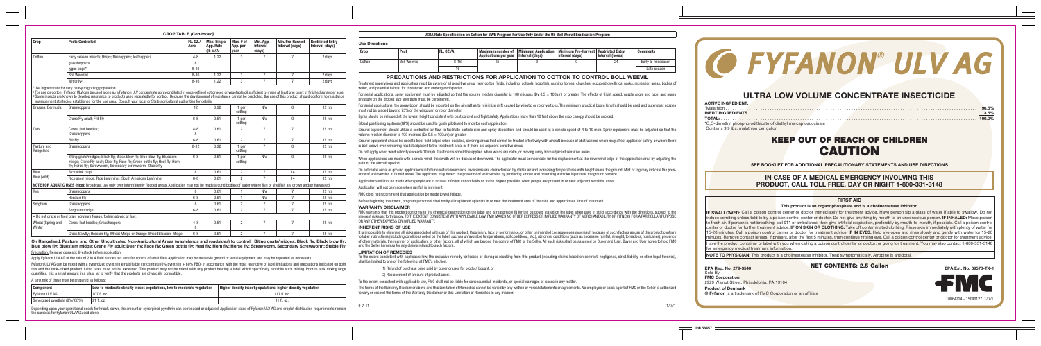## CROP TABLE (*Continued*)

| Crop | Pests Controlled | FL. OZ./ Acre | Max. Single App. Rate (lb ai/A) | Max. # of App. per year | Min. App. Interval (days) | Min. Pre-Harvest Interval (days) | Restricted Entry Interval (days) |
|---|---|---|---|---|---|---|---|
| Cotton | Early season insects; thrips; fleahoppers; leafhoppers | 4-8 | 1.22 | 3 | 7 | 7 | 2 days |
| | grasshoppers | 8 | | | | | |
| | lygus bugs[2] | 8-16 | | | | | |
| | Boll Weevils[1] | 8-16 | 1.22 | 3 | 7 | 7 | 2 days |
| | Whitefly[2] | 8-16 | 1.22 | 3 | 7 | 7 | 2 days |

*Use highest rate for very heavy migrating population.
[1] For use on cotton: Fyfanon ULV can be used alone as a Fyfanon ULV concentrate spray or diluted in once-refined cottonseed or vegetable oil sufficient to make at least one quart of finished spray per acre.
[2] Some insects are known to develop resistance to products used repeatedly for control. Because the development of resistance cannot be predicted, the use of this product should conform to resistance management strategies established for the use area. Consult your local or State agricultural authorities for details.

| Crop | Pests Controlled | FL. OZ./ Acre | Max. Single App. Rate (lb ai/A) | Max. # of App. per year | Min. App. Interval (days) | Min. Pre-Harvest Interval (days) | Restricted Entry Interval (days) |
|---|---|---|---|---|---|---|---|
| Grasses, Bermuda | Grasshoppers | 12 | 0.92 | 1 per cutting | N/A | 0 | 12 hrs |
| | Crane Fly adult; Frit Fly | 6-8 | 0.61 | 1 per cutting | N/A | 0 | 12 hrs |
| Oats | Cereal leaf beetles; Grasshoppers | 4-8 8 | 0.61 | 2 | 7 | 7 | 12 hrs |
| | Frit Fly | 6-8 | 0.61 | 2 | 7 | 7 | 12 hrs |
| Pasture and Rangeland | Grasshoppers | 8-12 | 0.92 | 1 per cutting | 7 | 0 | 12 hrs |
| | Biting gnats/midges; Black fly; Black blow fly; Bluestem midge; Crane Fly adult; Deer fly; Face fly; Green bottle fly; Heel fly; Horn fly; Horse fly; Screwworms, Secondary screwworm; Stable fly | 6-8 | 0.61 | 1 per cutting | N/A | 0 | 12 hrs |
| Rice | Rice stink bugs | 8 | 0.61 | 2 | 7 | 14 | 12 hrs |
| Rice (wild) | Rice seed midge; Rice Leafminer; South American Leafminer | 6-8 | 0.61 | 2 | 7 | 14 | 12 hrs |
| **NOTE FOR AQUATIC USES (rice):** Broadcast use only over intermittently flooded areas. Application may not be made around bodies of water where fish or shellfish are grown and/or harvested. | | | | | | | |
| Rye | Grasshoppers | 8 | 0.61 | 1 | N/A | 7 | 12 hrs |
| | Hessian Fly | 6-8 | 0.61 | 1 | N/A | 7 | 12 hrs |
| Sorghum | Grasshoppers | 8 | 0.61 | 2 | 7 | 7 | 12 hrs |
| | Sorghum midge | 6-8 | 0.61 | 2 | 7 | 7 | 12 hrs |
| • Do not graze or feed grain sorghum forage, fodder/stover, or hay. | | | | | | | |
| Wheat (Spring and Winter | Cereal leaf beetles; Grasshoppers | 4-8 8 | 0.61 | 2 | 7 | 7 | 12 hrs |
| | Grass Sawfly; Hessian Fly; Wheat Midge or Orange Wheat Blossom Midge | 6-8 | 0.61 | 2 | 7 | 7 | 12 hrs |

**On Rangeland, Pasture, and Other Uncultivated Non-Agricultural Areas (wastelands and roadsides) to control: Biting gnats/midges; Black fly; Black blow fly; Blue blow fly; Bluestem midge; Crane Fly adult; Deer fly; Face fly; Green bottle fly; Heel fly; Horn fly; Horse fly; Screwworm, Secondary Screwworm; Stable Fly**

Precaution: Remove domestic livestock before application.

Apply Fyfanon ULV AG at the rate of 2 to 4 fluid ounces per acre for control of adult flies. Application may be made via ground or aerial equipment and may be repeated as necessary.

Fyfanon ULV AG can be mixed with a synergized pyrethrin emulsifiable concentrate (6% pyrethrin + 60% PBO) in accordance with the most restrictive of label limitations and precautions indicated on both this and the tank-mixed product. Label rates must not be exceeded. This product may not be mixed with any product bearing a label which specifically prohibits such mixing. Prior to tank mixing large quantities, mix a small amount in a glass jar to verify that the products are physically compatible.

A tank mix of these may be prepared as follows:

| Component | Low to moderate density insect populations, low to moderate vegetation | Higher density insect populations, higher density vegetation |
|---|---|---|
| Fyfanon ULV AG | 107 fl. oz. | 117 fl. oz. |
| Synergized pyrethrin (6%/ 60%) | 21 fl. oz. | 11 fl. oz. |

Depending upon your operational needs for knock-down, the amount of synergized pyrethrin can be reduced or adjusted. Application rates of Fyfanon ULV AG and droplet distribution requirements remain the same as for Fyfanon ULV AG used alone.

### USDA Rate Specification on Cotton for BWE Program For Use Only Under the US Boll Weevil Eradication Program

**Use Directions**

| Crop | Pest | FL.OZ./A | Maximum number of Applications per year | Minimum Application Interval (days) | Minimum Pre-Harvest Interval (days) | Restricted Entry Interval (hours) | Comments |
|---|---|---|---|---|---|---|---|
| Cotton | Boll Weevils | 8-16 | 25 | 3 | 0 | 24 | Early to midseason |
| | | 16 | | | | | Late season |

### PRECAUTIONS AND RESTRICTIONS FOR APPLICATION TO COTTON TO CONTROL BOLL WEEVIL

Treatment supervisors and applicators must be aware of all sensitive areas near cotton fields, including: schools, hospitals, nursing homes, churches, occupied dwellings, parks, recreation areas, bodies of water, and potential habitat for threatened and endangered species.

For aerial applications, spray equipment must be adjusted so that the volume median diameter is 100 microns (Dv 0.5 = 100um) or greater. The effects of flight speed, nozzle angle and type, and pump pressure on the droplet size spectrum must be considered.

For aerial applications, the spray boom should be mounted on the aircraft as to minimize drift caused by wingtip or rotor vortices. The minimum practical boom length should be used and outermost nozzles must not be placed beyond 75% of the wingspan or rotor diameter.

Spray should be released at the lowest height consistent with pest control and flight safety. Applications more than 10 feet above the crop canopy should be avoided.

Global positioning systems (GPS) should be used to guide pilots and to monitor each application.

Ground equipment should utilize a controlled air flow to facilitate particle size and spray deposition, and should be used at a vehicle speed of 4 to 10 mph. Spray equipment must be adjusted so that the volume median diameter is 100 microns (Dv 0.5 = 100um) or greater.

Ground equipment should be used to treat field edges when possible, covering areas that cannot be treated effectively with aircraft because of obstructions which may affect applicator safety, or where there is boll weevil over-wintering habitat adjacent to the treatment area, or if there are adjacent sensitive areas.

Do not apply when wind velocity exceeds 10 mph. Treatments should be applied when winds are calm, or moving away from adjacent sensitive areas.

When applications are made with a cross-wind, the swath will be displaced downwind. The applicator must compensate for his displacement at the downwind edge of the application area by adjusting the path of the aircraft upwind.

Do not make aerial or ground applications into temperature inversions. Inversions are characterized by stable air and increasing temperatures with height above the ground. Mist or fog may indicate the presence of an inversion in humid areas. The applicator may detect the presence of an inversion by producing smoke and observing a smoke layer near the ground surface.

Applications will not be made when people are in or near infested cotton fields or, to the degree possible, when people are present in or near adjacent sensitive areas.

Application will not be made when rainfall is imminent.

FMC does not recommend that application be made to wet foliage.

Before beginning treatment, program personnel shall notify all registered apiarists in or near the treatment area of the date and approximate time of treatment.

**WARRANTY DISCLAIMER**

FMC warrants that this product conforms to the chemical description on the label and is reasonably fit for the purposes stated on the label when used in strict accordance with the directions, subject to the inherent risks set forth below. TO THE EXTENT CONSISTENT WITH APPLICABLE LAW, FMC MAKES NO OTHER EXPRESS OR IMPLIED WARRANTY OF MERCHANTABILITY OR FITNESS FOR A PARTICULAR PURPOSE OR ANY OTHER EXPRESS OR IMPLIED WARRANTY.

**INHERENT RISKS OF USE**

It is impossible to eliminate all risks associated with use of this product. Crop injury, lack of performance, or other unintended consequences may result because of such factors as use of the product contrary to label instructions (including conditions noted on the label, such as unfavorable temperatures, soil conditions, etc.), abnormal conditions (such as excessive rainfall, drought, tornadoes, hurricanes), presence of other materials, the manner of application, or other factors, all of which are beyond the control of FMC or the Seller. All such risks shall be assumed by Buyer and User. Buyer and User agree to hold FMC and the Seller harmless for any claims related to such factors.

**LIMITATION OF REMEDIES**

To the extent consistent with applicable law, the exclusive remedy for losses or damages resulting from this product (including claims based on contract, negligence, strict liability, or other legal theories), shall be limited to one of the following, at FMC's election:

(1) Refund of purchase price paid by buyer or user for product bought, or

(2) Replacement of amount of product used.

To the extent consistent with applicable law, FMC shall not be liable for consequential, incidental, or special damages or losses in any matter.

The terms of the Warranty Disclaimer above and this Limitation of Remedies cannot be varied by any written or verbal statements or agreements. No employee or sales agent of FMC or the Seller is authorized to vary or exceed the terms of the Warranty Disclaimer or this Limitation of Remedies in any manner.

9-7-11

1/07/1

# FYFANON® ULV AG

## ULTRA LOW VOLUME CONCENTRATE INSECTICIDE

**ACTIVE INGREDIENT:**

| | |
|---|---|
| *Malathion | 96.5% |
| **INERT INGREDIENTS** | 3.5% |
| **TOTAL:** | 100.0% |

*O,O-dimethyl phosphorodithioate of diethyl mercaptosuccinate
Contains 9.9 lbs. malathion per gallon

## KEEP OUT OF REACH OF CHILDREN
## CAUTION

**SEE BOOKLET FOR ADDITIONAL PRECAUTIONARY STATEMENTS AND USE DIRECTIONS**

### IN CASE OF A MEDICAL EMERGENCY INVOLVING THIS PRODUCT, CALL TOLL FREE, DAY OR NIGHT 1-800-331-3148

### FIRST AID

**This product is an organophosphate and is a cholinesterase inhibitor.**

**IF SWALLOWED:** Call a poison control center or doctor immediately for treatment advice. Have person sip a glass of water if able to swallow. Do not induce vomiting unless told to by a poison control center or doctor. Do not give anything by mouth to an unconscious person. **IF INHALED:** Move person to fresh air. If person is not breathing, call 911 or ambulance, then give artificial respiration, preferably by mouth-to-mouth, if possible. Call a poison control center or doctor for further treatment advice. **IF ON SKIN OR CLOTHING:** Take off contaminated clothing. Rinse skin immediately with plenty of water for 15-20 minutes. Call a poison control center or doctor for treatment advice. **IF IN EYES:** Hold eye open and rinse slowly and gently with water for 15-20 minutes. Remove contact lenses, if present, after the first 5 minutes, then continue rinsing eye. Call a poison control center or doctor for treatment advice.

Have the product container or label with you when calling a poison control center or doctor, or going for treatment. You may also contact 1-800-331-3148 for emergency medical treatment information.

**NOTE TO PHYSICIAN:** This product is a cholinesterase inhibitor. Treat symptomatically. Atropine is antidotal.

**NET CONTENTS: 2.5 Gallon**

**EPA Reg. No. 279-3540**
Sold By
**FMC Corporation**
2929 Walnut Street, Philadelphia, PA 19104

**Product of Denmark**
**®** **Fyfanon** is a trademark of FMC Corporation or an affiliate

**EPA Est. No. 39578-TX-1**

FMC

10064724 - 15090127 1/07/1